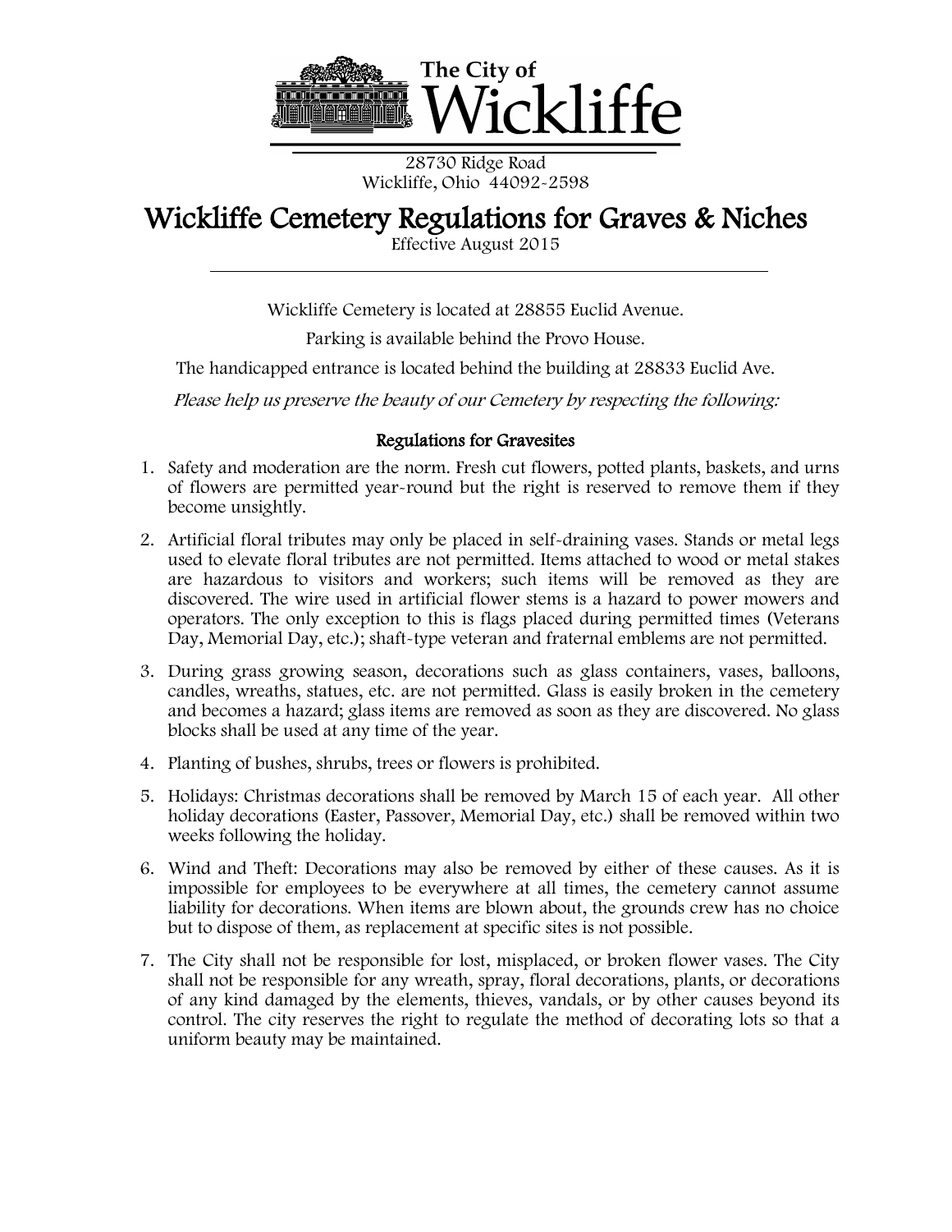The City of Wickliffe

28730 Ridge Road
Wickliffe, Ohio 44092-2598

# Wickliffe Cemetery Regulations for Graves & Niches

Effective August 2015

---

Wickliffe Cemetery is located at 28855 Euclid Avenue.

Parking is available behind the Provo House.

The handicapped entrance is located behind the building at 28833 Euclid Ave.

*Please help us preserve the beauty of our Cemetery by respecting the following:*

## Regulations for Gravesites

1. Safety and moderation are the norm. Fresh cut flowers, potted plants, baskets, and urns of flowers are permitted year-round but the right is reserved to remove them if they become unsightly.
2. Artificial floral tributes may only be placed in self-draining vases. Stands or metal legs used to elevate floral tributes are not permitted. Items attached to wood or metal stakes are hazardous to visitors and workers; such items will be removed as they are discovered. The wire used in artificial flower stems is a hazard to power mowers and operators. The only exception to this is flags placed during permitted times (Veterans Day, Memorial Day, etc.); shaft-type veteran and fraternal emblems are not permitted.
3. During grass growing season, decorations such as glass containers, vases, balloons, candles, wreaths, statues, etc. are not permitted. Glass is easily broken in the cemetery and becomes a hazard; glass items are removed as soon as they are discovered. No glass blocks shall be used at any time of the year.
4. Planting of bushes, shrubs, trees or flowers is prohibited.
5. Holidays: Christmas decorations shall be removed by March 15 of each year. All other holiday decorations (Easter, Passover, Memorial Day, etc.) shall be removed within two weeks following the holiday.
6. Wind and Theft: Decorations may also be removed by either of these causes. As it is impossible for employees to be everywhere at all times, the cemetery cannot assume liability for decorations. When items are blown about, the grounds crew has no choice but to dispose of them, as replacement at specific sites is not possible.
7. The City shall not be responsible for lost, misplaced, or broken flower vases. The City shall not be responsible for any wreath, spray, floral decorations, plants, or decorations of any kind damaged by the elements, thieves, vandals, or by other causes beyond its control. The city reserves the right to regulate the method of decorating lots so that a uniform beauty may be maintained.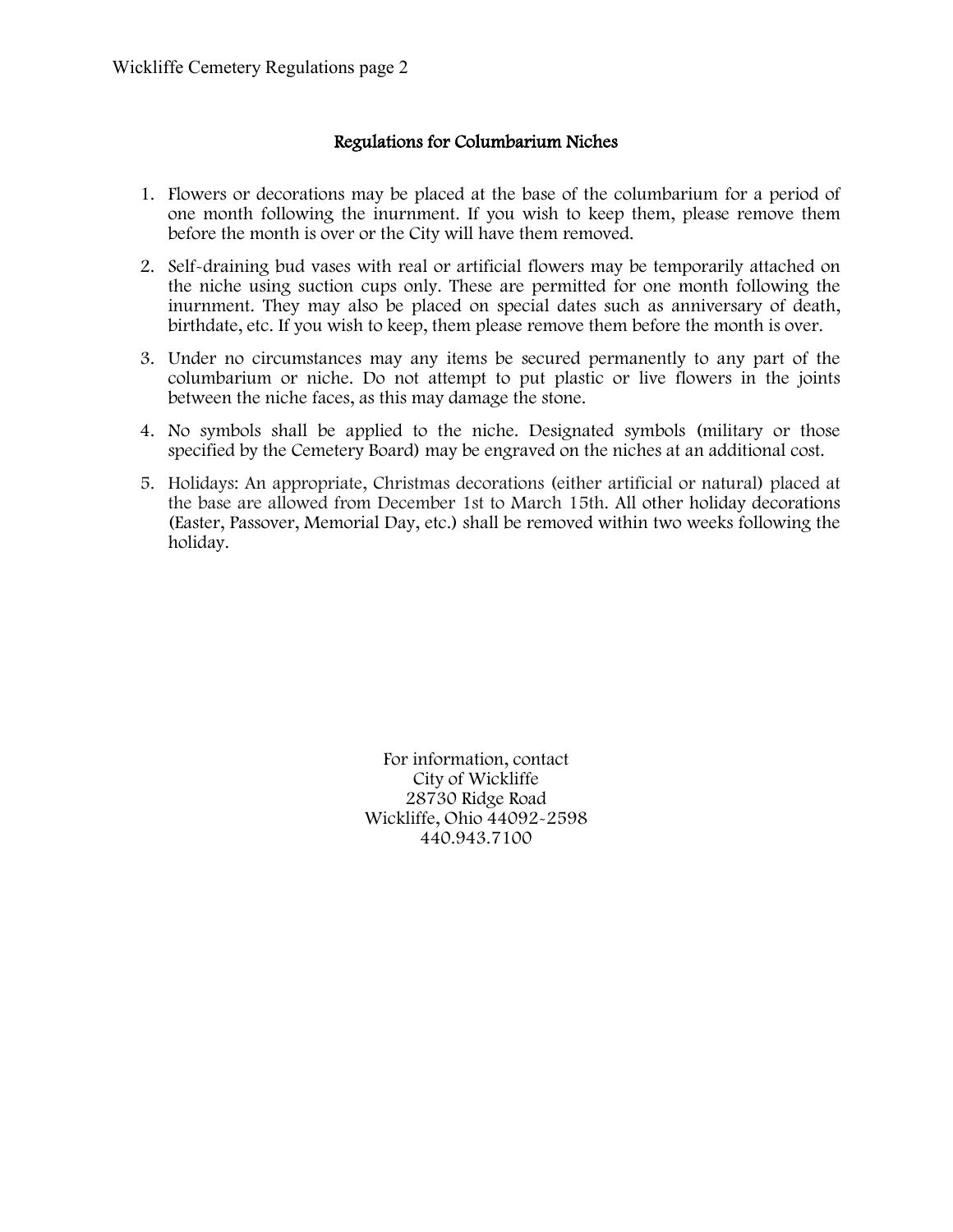## Regulations for Columbarium Niches

1. Flowers or decorations may be placed at the base of the columbarium for a period of one month following the inurnment. If you wish to keep them, please remove them before the month is over or the City will have them removed.
2. Self-draining bud vases with real or artificial flowers may be temporarily attached on the niche using suction cups only. These are permitted for one month following the inurnment. They may also be placed on special dates such as anniversary of death, birthdate, etc. If you wish to keep, them please remove them before the month is over.
3. Under no circumstances may any items be secured permanently to any part of the columbarium or niche. Do not attempt to put plastic or live flowers in the joints between the niche faces, as this may damage the stone.
4. No symbols shall be applied to the niche. Designated symbols (military or those specified by the Cemetery Board) may be engraved on the niches at an additional cost.
5. Holidays: An appropriate, Christmas decorations (either artificial or natural) placed at the base are allowed from December 1st to March 15th. All other holiday decorations (Easter, Passover, Memorial Day, etc.) shall be removed within two weeks following the holiday.

For information, contact
City of Wickliffe
28730 Ridge Road
Wickliffe, Ohio 44092-2598
440.943.7100